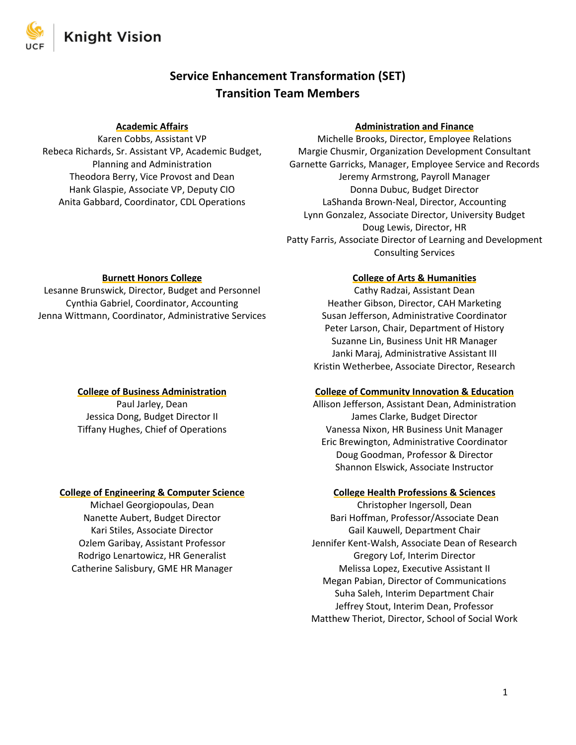Knight Vision

# Service Enhancement Transformation (SET)
# Transition Team Members

## Academic Affairs

Karen Cobbs, Assistant VP
Rebeca Richards, Sr. Assistant VP, Academic Budget, Planning and Administration
Theodora Berry, Vice Provost and Dean
Hank Glaspie, Associate VP, Deputy CIO
Anita Gabbard, Coordinator, CDL Operations

## Administration and Finance

Michelle Brooks, Director, Employee Relations
Margie Chusmir, Organization Development Consultant
Garnette Garricks, Manager, Employee Service and Records
Jeremy Armstrong, Payroll Manager
Donna Dubuc, Budget Director
LaShanda Brown-Neal, Director, Accounting
Lynn Gonzalez, Associate Director, University Budget
Doug Lewis, Director, HR
Patty Farris, Associate Director of Learning and Development Consulting Services

## Burnett Honors College

Lesanne Brunswick, Director, Budget and Personnel
Cynthia Gabriel, Coordinator, Accounting
Jenna Wittmann, Coordinator, Administrative Services

## College of Arts & Humanities

Cathy Radzai, Assistant Dean
Heather Gibson, Director, CAH Marketing
Susan Jefferson, Administrative Coordinator
Peter Larson, Chair, Department of History
Suzanne Lin, Business Unit HR Manager
Janki Maraj, Administrative Assistant III
Kristin Wetherbee, Associate Director, Research

## College of Business Administration

Paul Jarley, Dean
Jessica Dong, Budget Director II
Tiffany Hughes, Chief of Operations

## College of Community Innovation & Education

Allison Jefferson, Assistant Dean, Administration
James Clarke, Budget Director
Vanessa Nixon, HR Business Unit Manager
Eric Brewington, Administrative Coordinator
Doug Goodman, Professor & Director
Shannon Elswick, Associate Instructor

## College of Engineering & Computer Science

Michael Georgiopoulas, Dean
Nanette Aubert, Budget Director
Kari Stiles, Associate Director
Ozlem Garibay, Assistant Professor
Rodrigo Lenartowicz, HR Generalist
Catherine Salisbury, GME HR Manager

## College Health Professions & Sciences

Christopher Ingersoll, Dean
Bari Hoffman, Professor/Associate Dean
Gail Kauwell, Department Chair
Jennifer Kent-Walsh, Associate Dean of Research
Gregory Lof, Interim Director
Melissa Lopez, Executive Assistant II
Megan Pabian, Director of Communications
Suha Saleh, Interim Department Chair
Jeffrey Stout, Interim Dean, Professor
Matthew Theriot, Director, School of Social Work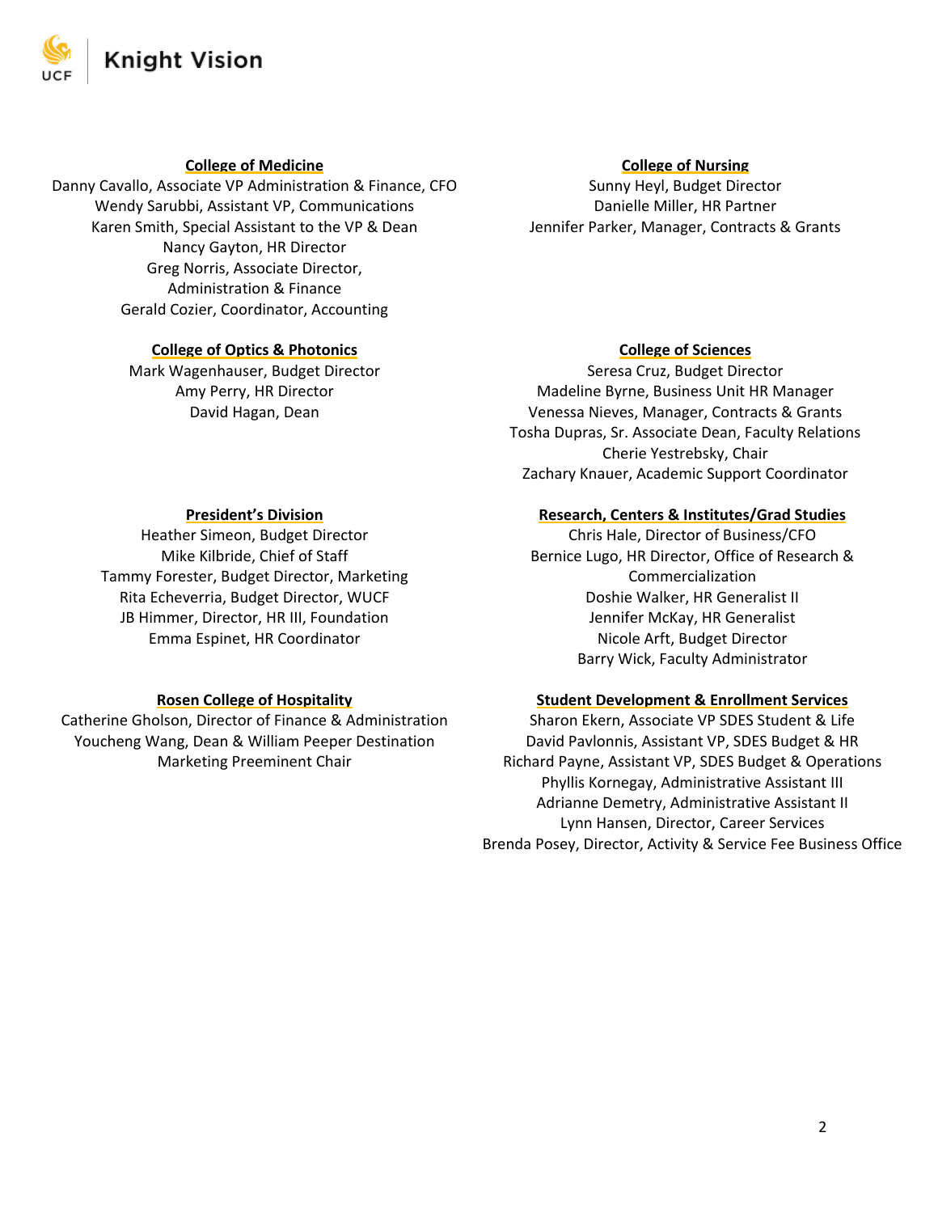**College of Medicine**

Danny Cavallo, Associate VP Administration & Finance, CFO
Wendy Sarubbi, Assistant VP, Communications
Karen Smith, Special Assistant to the VP & Dean
Nancy Gayton, HR Director
Greg Norris, Associate Director, Administration & Finance
Gerald Cozier, Coordinator, Accounting

**College of Nursing**

Sunny Heyl, Budget Director
Danielle Miller, HR Partner
Jennifer Parker, Manager, Contracts & Grants

**College of Optics & Photonics**

Mark Wagenhauser, Budget Director
Amy Perry, HR Director
David Hagan, Dean

**College of Sciences**

Seresa Cruz, Budget Director
Madeline Byrne, Business Unit HR Manager
Venessa Nieves, Manager, Contracts & Grants
Tosha Dupras, Sr. Associate Dean, Faculty Relations
Cherie Yestrebsky, Chair
Zachary Knauer, Academic Support Coordinator

**President's Division**

Heather Simeon, Budget Director
Mike Kilbride, Chief of Staff
Tammy Forester, Budget Director, Marketing
Rita Echeverria, Budget Director, WUCF
JB Himmer, Director, HR III, Foundation
Emma Espinet, HR Coordinator

**Research, Centers & Institutes/Grad Studies**

Chris Hale, Director of Business/CFO
Bernice Lugo, HR Director, Office of Research & Commercialization
Doshie Walker, HR Generalist II
Jennifer McKay, HR Generalist
Nicole Arft, Budget Director
Barry Wick, Faculty Administrator

**Rosen College of Hospitality**

Catherine Gholson, Director of Finance & Administration
Youcheng Wang, Dean & William Peeper Destination Marketing Preeminent Chair

**Student Development & Enrollment Services**

Sharon Ekern, Associate VP SDES Student & Life
David Pavlonnis, Assistant VP, SDES Budget & HR
Richard Payne, Assistant VP, SDES Budget & Operations
Phyllis Kornegay, Administrative Assistant III
Adrianne Demetry, Administrative Assistant II
Lynn Hansen, Director, Career Services
Brenda Posey, Director, Activity & Service Fee Business Office